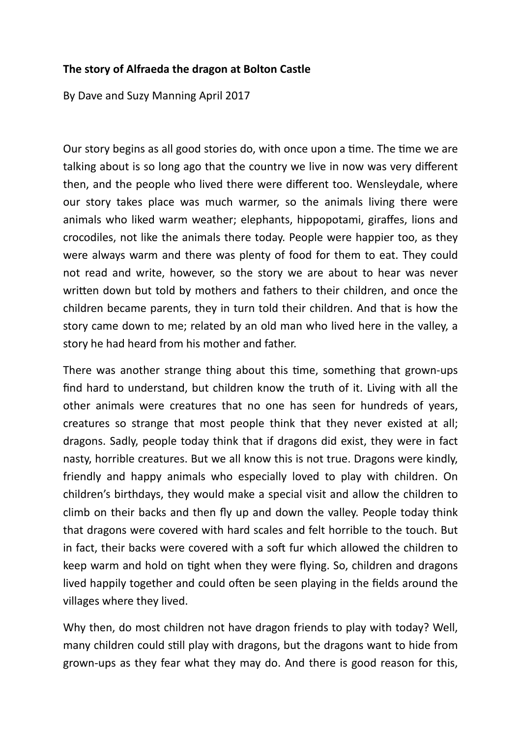**The story of Alfraeda the dragon at Bolton Castle**

By Dave and Suzy Manning April 2017

Our story begins as all good stories do, with once upon a time. The time we are talking about is so long ago that the country we live in now was very different then, and the people who lived there were different too. Wensleydale, where our story takes place was much warmer, so the animals living there were animals who liked warm weather; elephants, hippopotami, giraffes, lions and crocodiles, not like the animals there today. People were happier too, as they were always warm and there was plenty of food for them to eat. They could not read and write, however, so the story we are about to hear was never written down but told by mothers and fathers to their children, and once the children became parents, they in turn told their children. And that is how the story came down to me; related by an old man who lived here in the valley, a story he had heard from his mother and father.

There was another strange thing about this time, something that grown-ups find hard to understand, but children know the truth of it. Living with all the other animals were creatures that no one has seen for hundreds of years, creatures so strange that most people think that they never existed at all; dragons. Sadly, people today think that if dragons did exist, they were in fact nasty, horrible creatures. But we all know this is not true. Dragons were kindly, friendly and happy animals who especially loved to play with children. On children's birthdays, they would make a special visit and allow the children to climb on their backs and then fly up and down the valley. People today think that dragons were covered with hard scales and felt horrible to the touch. But in fact, their backs were covered with a soft fur which allowed the children to keep warm and hold on tight when they were flying. So, children and dragons lived happily together and could often be seen playing in the fields around the villages where they lived.

Why then, do most children not have dragon friends to play with today? Well, many children could still play with dragons, but the dragons want to hide from grown-ups as they fear what they may do. And there is good reason for this,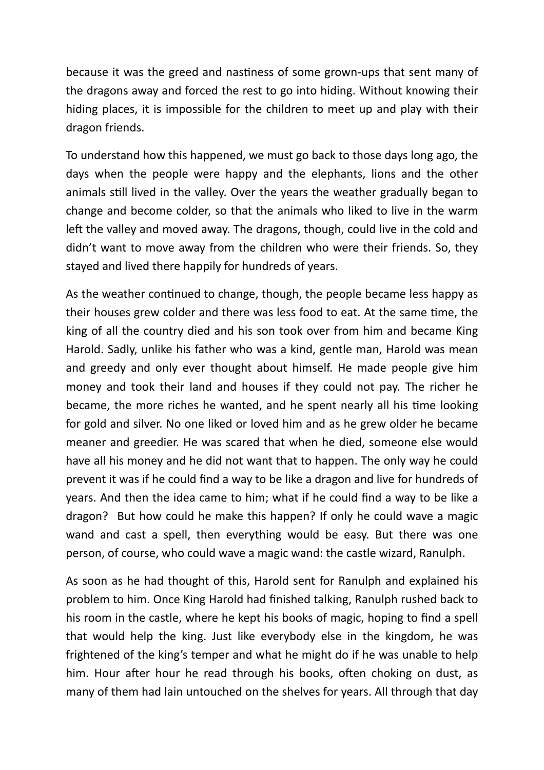because it was the greed and nastiness of some grown-ups that sent many of the dragons away and forced the rest to go into hiding. Without knowing their hiding places, it is impossible for the children to meet up and play with their dragon friends.

To understand how this happened, we must go back to those days long ago, the days when the people were happy and the elephants, lions and the other animals still lived in the valley. Over the years the weather gradually began to change and become colder, so that the animals who liked to live in the warm left the valley and moved away. The dragons, though, could live in the cold and didn't want to move away from the children who were their friends. So, they stayed and lived there happily for hundreds of years.

As the weather continued to change, though, the people became less happy as their houses grew colder and there was less food to eat. At the same time, the king of all the country died and his son took over from him and became King Harold. Sadly, unlike his father who was a kind, gentle man, Harold was mean and greedy and only ever thought about himself. He made people give him money and took their land and houses if they could not pay. The richer he became, the more riches he wanted, and he spent nearly all his time looking for gold and silver. No one liked or loved him and as he grew older he became meaner and greedier. He was scared that when he died, someone else would have all his money and he did not want that to happen. The only way he could prevent it was if he could find a way to be like a dragon and live for hundreds of years. And then the idea came to him; what if he could find a way to be like a dragon?  But how could he make this happen? If only he could wave a magic wand and cast a spell, then everything would be easy. But there was one person, of course, who could wave a magic wand: the castle wizard, Ranulph.

As soon as he had thought of this, Harold sent for Ranulph and explained his problem to him. Once King Harold had finished talking, Ranulph rushed back to his room in the castle, where he kept his books of magic, hoping to find a spell that would help the king. Just like everybody else in the kingdom, he was frightened of the king's temper and what he might do if he was unable to help him. Hour after hour he read through his books, often choking on dust, as many of them had lain untouched on the shelves for years. All through that day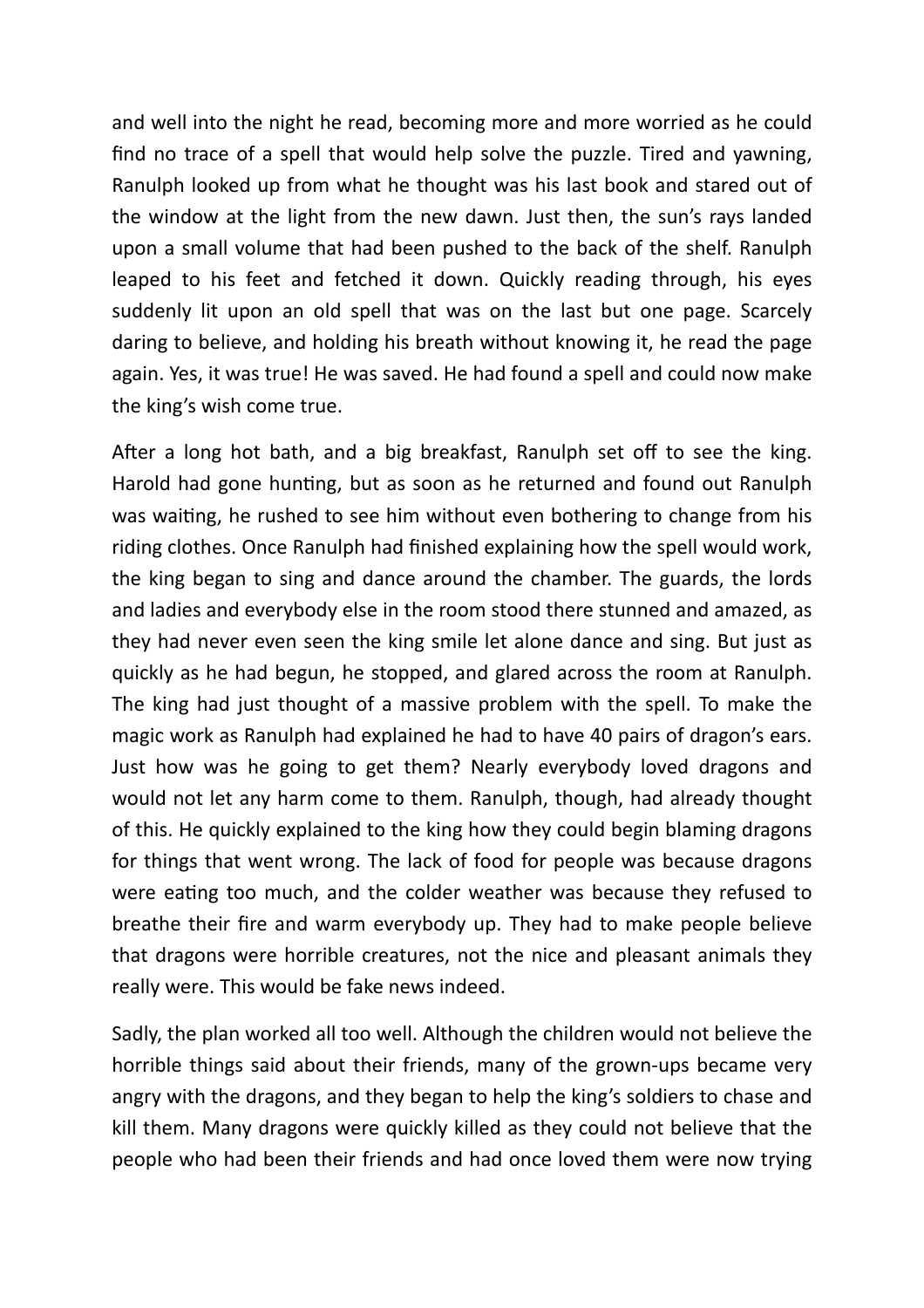and well into the night he read, becoming more and more worried as he could find no trace of a spell that would help solve the puzzle. Tired and yawning, Ranulph looked up from what he thought was his last book and stared out of the window at the light from the new dawn. Just then, the sun's rays landed upon a small volume that had been pushed to the back of the shelf. Ranulph leaped to his feet and fetched it down. Quickly reading through, his eyes suddenly lit upon an old spell that was on the last but one page. Scarcely daring to believe, and holding his breath without knowing it, he read the page again. Yes, it was true! He was saved. He had found a spell and could now make the king's wish come true.

After a long hot bath, and a big breakfast, Ranulph set off to see the king. Harold had gone hunting, but as soon as he returned and found out Ranulph was waiting, he rushed to see him without even bothering to change from his riding clothes. Once Ranulph had finished explaining how the spell would work, the king began to sing and dance around the chamber. The guards, the lords and ladies and everybody else in the room stood there stunned and amazed, as they had never even seen the king smile let alone dance and sing. But just as quickly as he had begun, he stopped, and glared across the room at Ranulph. The king had just thought of a massive problem with the spell. To make the magic work as Ranulph had explained he had to have 40 pairs of dragon's ears. Just how was he going to get them? Nearly everybody loved dragons and would not let any harm come to them. Ranulph, though, had already thought of this. He quickly explained to the king how they could begin blaming dragons for things that went wrong. The lack of food for people was because dragons were eating too much, and the colder weather was because they refused to breathe their fire and warm everybody up. They had to make people believe that dragons were horrible creatures, not the nice and pleasant animals they really were. This would be fake news indeed.

Sadly, the plan worked all too well. Although the children would not believe the horrible things said about their friends, many of the grown-ups became very angry with the dragons, and they began to help the king's soldiers to chase and kill them. Many dragons were quickly killed as they could not believe that the people who had been their friends and had once loved them were now trying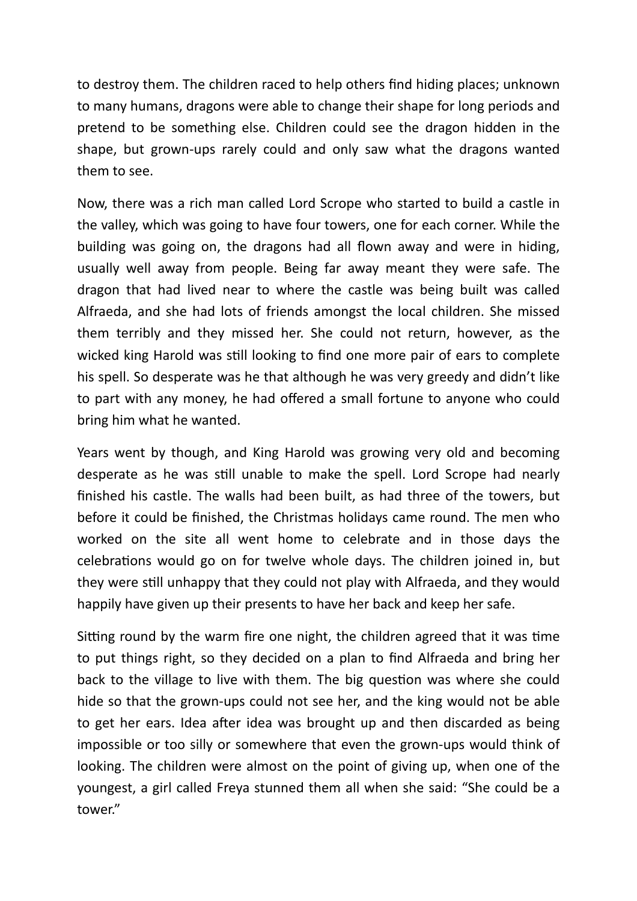to destroy them. The children raced to help others find hiding places; unknown to many humans, dragons were able to change their shape for long periods and pretend to be something else. Children could see the dragon hidden in the shape, but grown-ups rarely could and only saw what the dragons wanted them to see.

Now, there was a rich man called Lord Scrope who started to build a castle in the valley, which was going to have four towers, one for each corner. While the building was going on, the dragons had all flown away and were in hiding, usually well away from people. Being far away meant they were safe. The dragon that had lived near to where the castle was being built was called Alfraeda, and she had lots of friends amongst the local children. She missed them terribly and they missed her. She could not return, however, as the wicked king Harold was still looking to find one more pair of ears to complete his spell. So desperate was he that although he was very greedy and didn't like to part with any money, he had offered a small fortune to anyone who could bring him what he wanted.

Years went by though, and King Harold was growing very old and becoming desperate as he was still unable to make the spell. Lord Scrope had nearly finished his castle. The walls had been built, as had three of the towers, but before it could be finished, the Christmas holidays came round. The men who worked on the site all went home to celebrate and in those days the celebrations would go on for twelve whole days. The children joined in, but they were still unhappy that they could not play with Alfraeda, and they would happily have given up their presents to have her back and keep her safe.

Sitting round by the warm fire one night, the children agreed that it was time to put things right, so they decided on a plan to find Alfraeda and bring her back to the village to live with them. The big question was where she could hide so that the grown-ups could not see her, and the king would not be able to get her ears. Idea after idea was brought up and then discarded as being impossible or too silly or somewhere that even the grown-ups would think of looking. The children were almost on the point of giving up, when one of the youngest, a girl called Freya stunned them all when she said: "She could be a tower."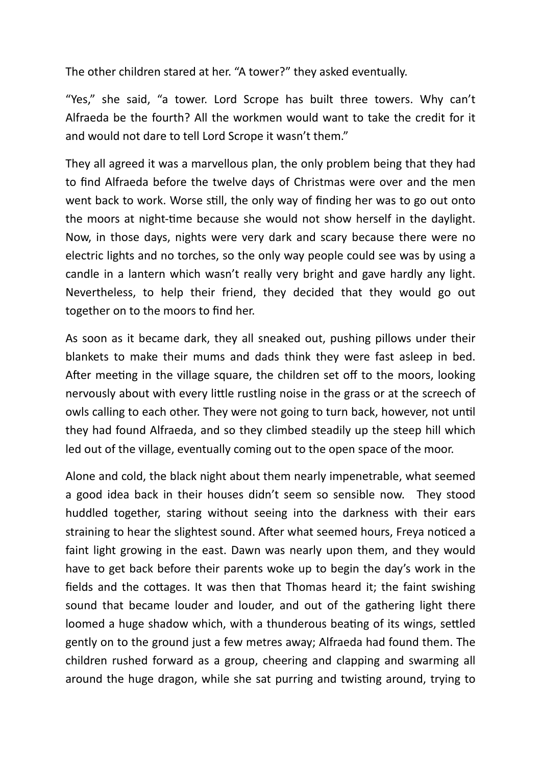The other children stared at her. “A tower?” they asked eventually.

“Yes,” she said, “a tower. Lord Scrope has built three towers. Why can’t Alfraeda be the fourth? All the workmen would want to take the credit for it and would not dare to tell Lord Scrope it wasn’t them.”

They all agreed it was a marvellous plan, the only problem being that they had to find Alfraeda before the twelve days of Christmas were over and the men went back to work. Worse still, the only way of finding her was to go out onto the moors at night-time because she would not show herself in the daylight. Now, in those days, nights were very dark and scary because there were no electric lights and no torches, so the only way people could see was by using a candle in a lantern which wasn’t really very bright and gave hardly any light. Nevertheless, to help their friend, they decided that they would go out together on to the moors to find her.

As soon as it became dark, they all sneaked out, pushing pillows under their blankets to make their mums and dads think they were fast asleep in bed. After meeting in the village square, the children set off to the moors, looking nervously about with every little rustling noise in the grass or at the screech of owls calling to each other. They were not going to turn back, however, not until they had found Alfraeda, and so they climbed steadily up the steep hill which led out of the village, eventually coming out to the open space of the moor.

Alone and cold, the black night about them nearly impenetrable, what seemed a good idea back in their houses didn’t seem so sensible now. They stood huddled together, staring without seeing into the darkness with their ears straining to hear the slightest sound. After what seemed hours, Freya noticed a faint light growing in the east. Dawn was nearly upon them, and they would have to get back before their parents woke up to begin the day’s work in the fields and the cottages. It was then that Thomas heard it; the faint swishing sound that became louder and louder, and out of the gathering light there loomed a huge shadow which, with a thunderous beating of its wings, settled gently on to the ground just a few metres away; Alfraeda had found them. The children rushed forward as a group, cheering and clapping and swarming all around the huge dragon, while she sat purring and twisting around, trying to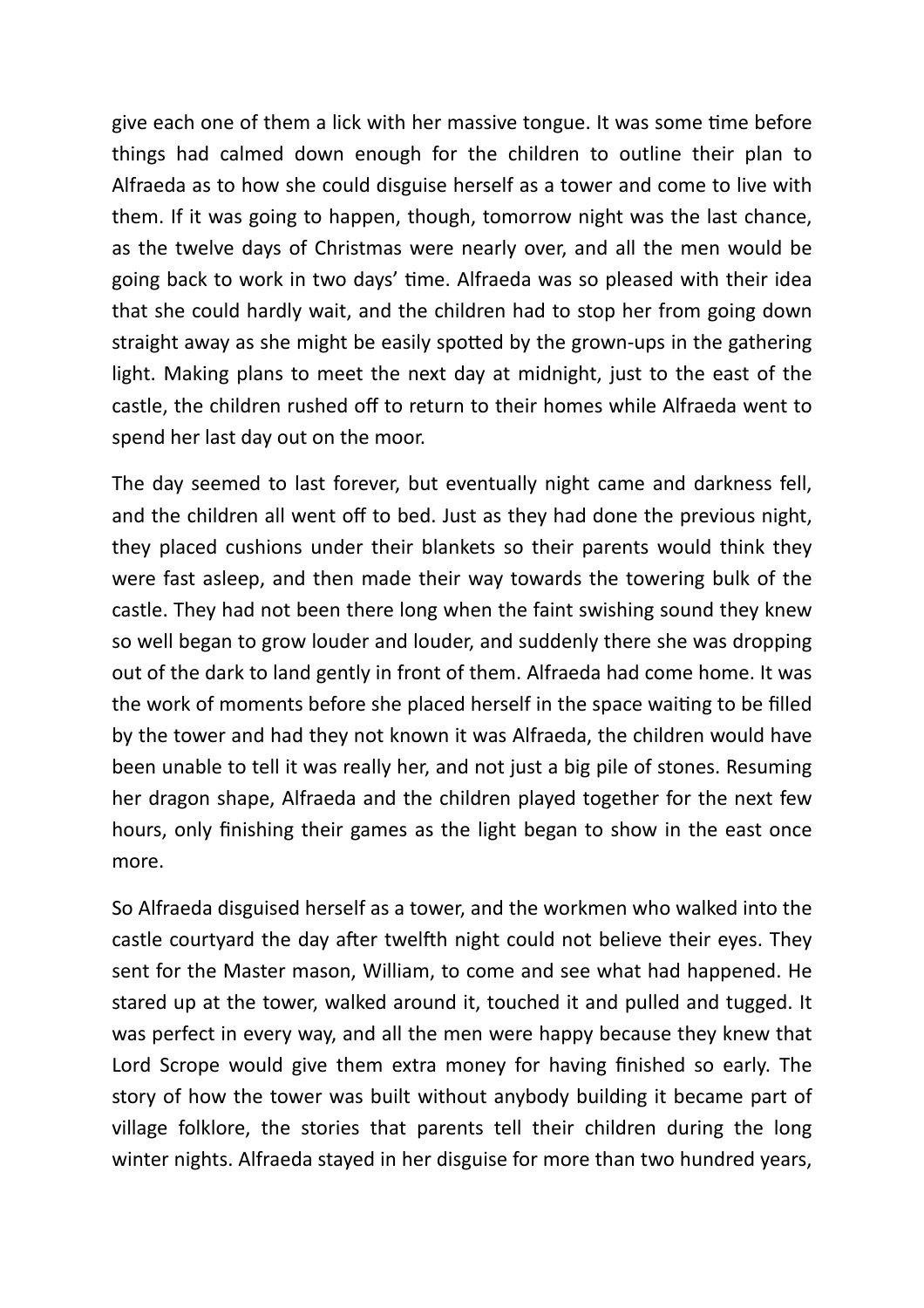give each one of them a lick with her massive tongue. It was some time before things had calmed down enough for the children to outline their plan to Alfraeda as to how she could disguise herself as a tower and come to live with them. If it was going to happen, though, tomorrow night was the last chance, as the twelve days of Christmas were nearly over, and all the men would be going back to work in two days' time. Alfraeda was so pleased with their idea that she could hardly wait, and the children had to stop her from going down straight away as she might be easily spotted by the grown-ups in the gathering light. Making plans to meet the next day at midnight, just to the east of the castle, the children rushed off to return to their homes while Alfraeda went to spend her last day out on the moor.

The day seemed to last forever, but eventually night came and darkness fell, and the children all went off to bed. Just as they had done the previous night, they placed cushions under their blankets so their parents would think they were fast asleep, and then made their way towards the towering bulk of the castle. They had not been there long when the faint swishing sound they knew so well began to grow louder and louder, and suddenly there she was dropping out of the dark to land gently in front of them. Alfraeda had come home. It was the work of moments before she placed herself in the space waiting to be filled by the tower and had they not known it was Alfraeda, the children would have been unable to tell it was really her, and not just a big pile of stones. Resuming her dragon shape, Alfraeda and the children played together for the next few hours, only finishing their games as the light began to show in the east once more.

So Alfraeda disguised herself as a tower, and the workmen who walked into the castle courtyard the day after twelfth night could not believe their eyes. They sent for the Master mason, William, to come and see what had happened. He stared up at the tower, walked around it, touched it and pulled and tugged. It was perfect in every way, and all the men were happy because they knew that Lord Scrope would give them extra money for having finished so early. The story of how the tower was built without anybody building it became part of village folklore, the stories that parents tell their children during the long winter nights. Alfraeda stayed in her disguise for more than two hundred years,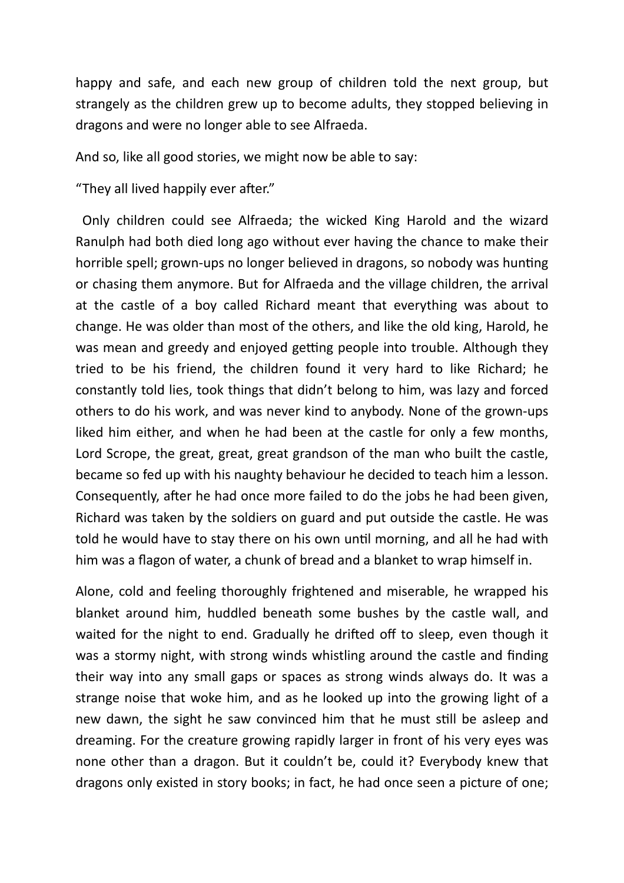happy and safe, and each new group of children told the next group, but strangely as the children grew up to become adults, they stopped believing in dragons and were no longer able to see Alfraeda.

And so, like all good stories, we might now be able to say:

"They all lived happily ever after."

Only children could see Alfraeda; the wicked King Harold and the wizard Ranulph had both died long ago without ever having the chance to make their horrible spell; grown-ups no longer believed in dragons, so nobody was hunting or chasing them anymore. But for Alfraeda and the village children, the arrival at the castle of a boy called Richard meant that everything was about to change. He was older than most of the others, and like the old king, Harold, he was mean and greedy and enjoyed getting people into trouble. Although they tried to be his friend, the children found it very hard to like Richard; he constantly told lies, took things that didn't belong to him, was lazy and forced others to do his work, and was never kind to anybody. None of the grown-ups liked him either, and when he had been at the castle for only a few months, Lord Scrope, the great, great, great grandson of the man who built the castle, became so fed up with his naughty behaviour he decided to teach him a lesson. Consequently, after he had once more failed to do the jobs he had been given, Richard was taken by the soldiers on guard and put outside the castle. He was told he would have to stay there on his own until morning, and all he had with him was a flagon of water, a chunk of bread and a blanket to wrap himself in.

Alone, cold and feeling thoroughly frightened and miserable, he wrapped his blanket around him, huddled beneath some bushes by the castle wall, and waited for the night to end. Gradually he drifted off to sleep, even though it was a stormy night, with strong winds whistling around the castle and finding their way into any small gaps or spaces as strong winds always do. It was a strange noise that woke him, and as he looked up into the growing light of a new dawn, the sight he saw convinced him that he must still be asleep and dreaming. For the creature growing rapidly larger in front of his very eyes was none other than a dragon. But it couldn't be, could it? Everybody knew that dragons only existed in story books; in fact, he had once seen a picture of one;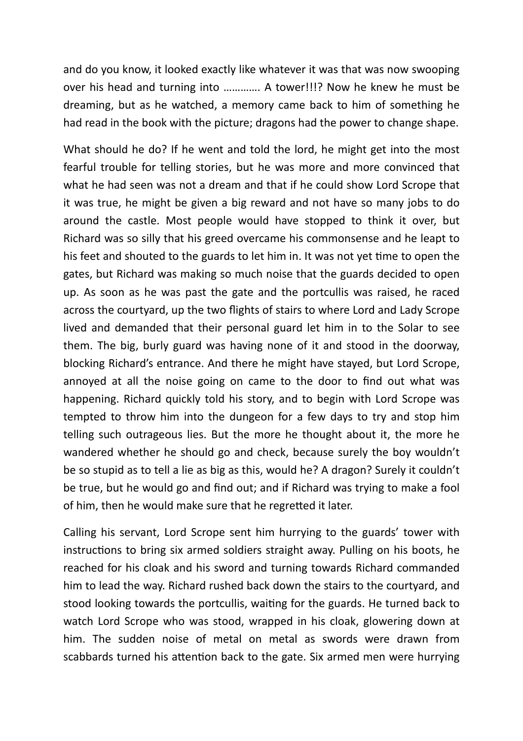and do you know, it looked exactly like whatever it was that was now swooping over his head and turning into …………. A tower!!!? Now he knew he must be dreaming, but as he watched, a memory came back to him of something he had read in the book with the picture; dragons had the power to change shape.

What should he do? If he went and told the lord, he might get into the most fearful trouble for telling stories, but he was more and more convinced that what he had seen was not a dream and that if he could show Lord Scrope that it was true, he might be given a big reward and not have so many jobs to do around the castle. Most people would have stopped to think it over, but Richard was so silly that his greed overcame his commonsense and he leapt to his feet and shouted to the guards to let him in. It was not yet time to open the gates, but Richard was making so much noise that the guards decided to open up. As soon as he was past the gate and the portcullis was raised, he raced across the courtyard, up the two flights of stairs to where Lord and Lady Scrope lived and demanded that their personal guard let him in to the Solar to see them. The big, burly guard was having none of it and stood in the doorway, blocking Richard's entrance. And there he might have stayed, but Lord Scrope, annoyed at all the noise going on came to the door to find out what was happening. Richard quickly told his story, and to begin with Lord Scrope was tempted to throw him into the dungeon for a few days to try and stop him telling such outrageous lies. But the more he thought about it, the more he wandered whether he should go and check, because surely the boy wouldn't be so stupid as to tell a lie as big as this, would he? A dragon? Surely it couldn't be true, but he would go and find out; and if Richard was trying to make a fool of him, then he would make sure that he regretted it later.

Calling his servant, Lord Scrope sent him hurrying to the guards' tower with instructions to bring six armed soldiers straight away. Pulling on his boots, he reached for his cloak and his sword and turning towards Richard commanded him to lead the way. Richard rushed back down the stairs to the courtyard, and stood looking towards the portcullis, waiting for the guards. He turned back to watch Lord Scrope who was stood, wrapped in his cloak, glowering down at him. The sudden noise of metal on metal as swords were drawn from scabbards turned his attention back to the gate. Six armed men were hurrying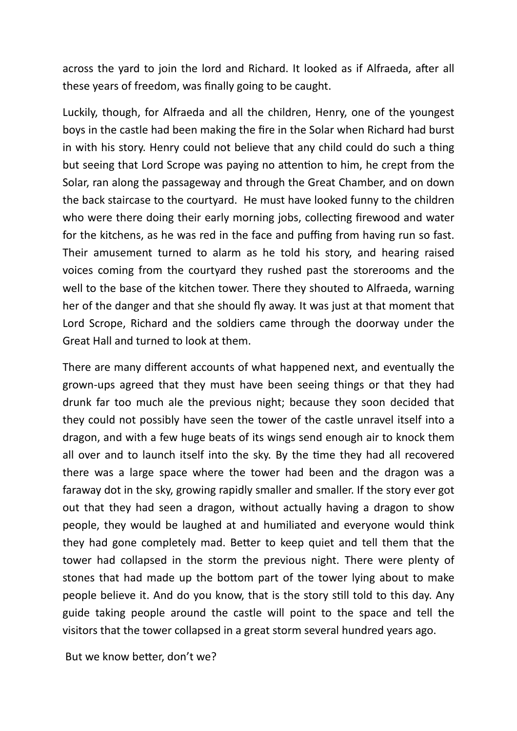across the yard to join the lord and Richard. It looked as if Alfraeda, after all these years of freedom, was finally going to be caught.

Luckily, though, for Alfraeda and all the children, Henry, one of the youngest boys in the castle had been making the fire in the Solar when Richard had burst in with his story. Henry could not believe that any child could do such a thing but seeing that Lord Scrope was paying no attention to him, he crept from the Solar, ran along the passageway and through the Great Chamber, and on down the back staircase to the courtyard.  He must have looked funny to the children who were there doing their early morning jobs, collecting firewood and water for the kitchens, as he was red in the face and puffing from having run so fast. Their amusement turned to alarm as he told his story, and hearing raised voices coming from the courtyard they rushed past the storerooms and the well to the base of the kitchen tower. There they shouted to Alfraeda, warning her of the danger and that she should fly away. It was just at that moment that Lord Scrope, Richard and the soldiers came through the doorway under the Great Hall and turned to look at them.

There are many different accounts of what happened next, and eventually the grown-ups agreed that they must have been seeing things or that they had drunk far too much ale the previous night; because they soon decided that they could not possibly have seen the tower of the castle unravel itself into a dragon, and with a few huge beats of its wings send enough air to knock them all over and to launch itself into the sky. By the time they had all recovered there was a large space where the tower had been and the dragon was a faraway dot in the sky, growing rapidly smaller and smaller. If the story ever got out that they had seen a dragon, without actually having a dragon to show people, they would be laughed at and humiliated and everyone would think they had gone completely mad. Better to keep quiet and tell them that the tower had collapsed in the storm the previous night. There were plenty of stones that had made up the bottom part of the tower lying about to make people believe it. And do you know, that is the story still told to this day. Any guide taking people around the castle will point to the space and tell the visitors that the tower collapsed in a great storm several hundred years ago.

But we know better, don't we?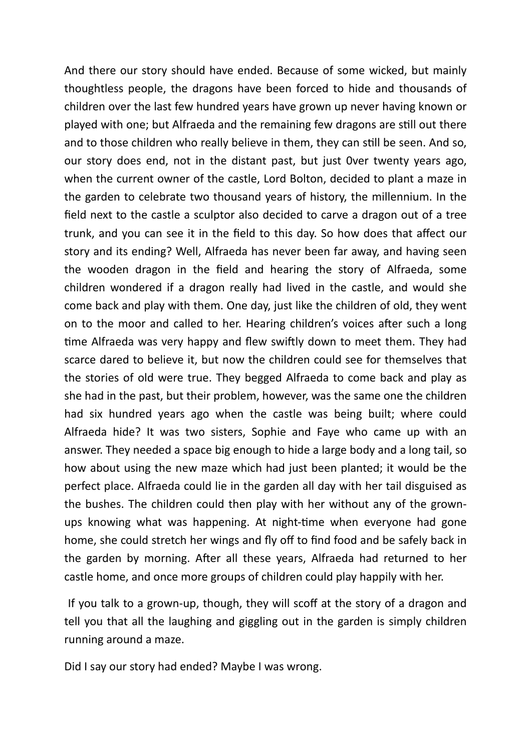And there our story should have ended. Because of some wicked, but mainly thoughtless people, the dragons have been forced to hide and thousands of children over the last few hundred years have grown up never having known or played with one; but Alfraeda and the remaining few dragons are still out there and to those children who really believe in them, they can still be seen. And so, our story does end, not in the distant past, but just 0ver twenty years ago, when the current owner of the castle, Lord Bolton, decided to plant a maze in the garden to celebrate two thousand years of history, the millennium. In the field next to the castle a sculptor also decided to carve a dragon out of a tree trunk, and you can see it in the field to this day. So how does that affect our story and its ending? Well, Alfraeda has never been far away, and having seen the wooden dragon in the field and hearing the story of Alfraeda, some children wondered if a dragon really had lived in the castle, and would she come back and play with them. One day, just like the children of old, they went on to the moor and called to her. Hearing children's voices after such a long time Alfraeda was very happy and flew swiftly down to meet them. They had scarce dared to believe it, but now the children could see for themselves that the stories of old were true. They begged Alfraeda to come back and play as she had in the past, but their problem, however, was the same one the children had six hundred years ago when the castle was being built; where could Alfraeda hide? It was two sisters, Sophie and Faye who came up with an answer. They needed a space big enough to hide a large body and a long tail, so how about using the new maze which had just been planted; it would be the perfect place. Alfraeda could lie in the garden all day with her tail disguised as the bushes. The children could then play with her without any of the grown-ups knowing what was happening. At night-time when everyone had gone home, she could stretch her wings and fly off to find food and be safely back in the garden by morning. After all these years, Alfraeda had returned to her castle home, and once more groups of children could play happily with her.

If you talk to a grown-up, though, they will scoff at the story of a dragon and tell you that all the laughing and giggling out in the garden is simply children running around a maze.

Did I say our story had ended? Maybe I was wrong.